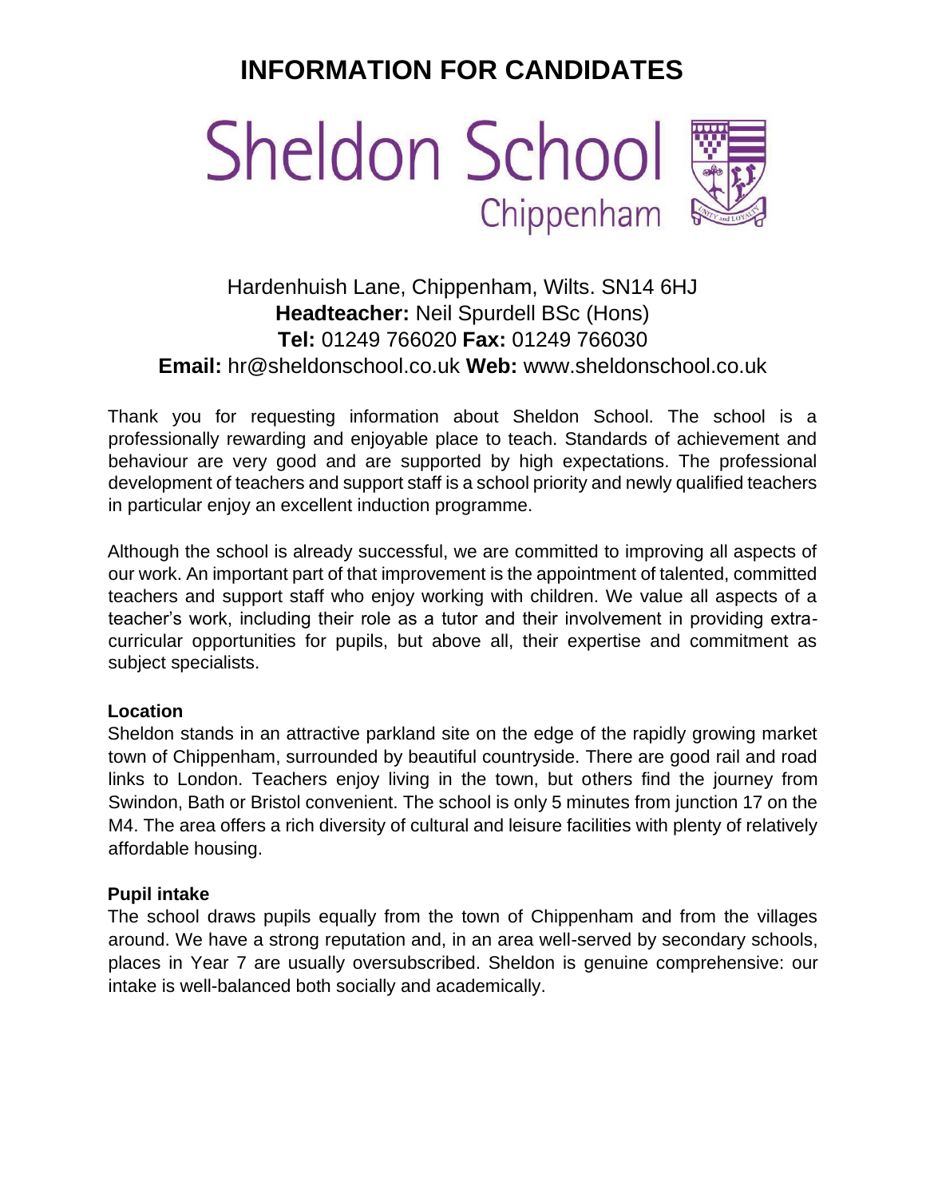# INFORMATION FOR CANDIDATES

## Sheldon School
Chippenham

Hardenhuish Lane, Chippenham, Wilts. SN14 6HJ
**Headteacher:** Neil Spurdell BSc (Hons)
**Tel:** 01249 766020 **Fax:** 01249 766030
**Email:** hr@sheldonschool.co.uk **Web:** www.sheldonschool.co.uk

Thank you for requesting information about Sheldon School. The school is a professionally rewarding and enjoyable place to teach. Standards of achievement and behaviour are very good and are supported by high expectations. The professional development of teachers and support staff is a school priority and newly qualified teachers in particular enjoy an excellent induction programme.

Although the school is already successful, we are committed to improving all aspects of our work. An important part of that improvement is the appointment of talented, committed teachers and support staff who enjoy working with children. We value all aspects of a teacher's work, including their role as a tutor and their involvement in providing extra-curricular opportunities for pupils, but above all, their expertise and commitment as subject specialists.

**Location**

Sheldon stands in an attractive parkland site on the edge of the rapidly growing market town of Chippenham, surrounded by beautiful countryside. There are good rail and road links to London. Teachers enjoy living in the town, but others find the journey from Swindon, Bath or Bristol convenient. The school is only 5 minutes from junction 17 on the M4. The area offers a rich diversity of cultural and leisure facilities with plenty of relatively affordable housing.

**Pupil intake**

The school draws pupils equally from the town of Chippenham and from the villages around. We have a strong reputation and, in an area well-served by secondary schools, places in Year 7 are usually oversubscribed. Sheldon is genuine comprehensive: our intake is well-balanced both socially and academically.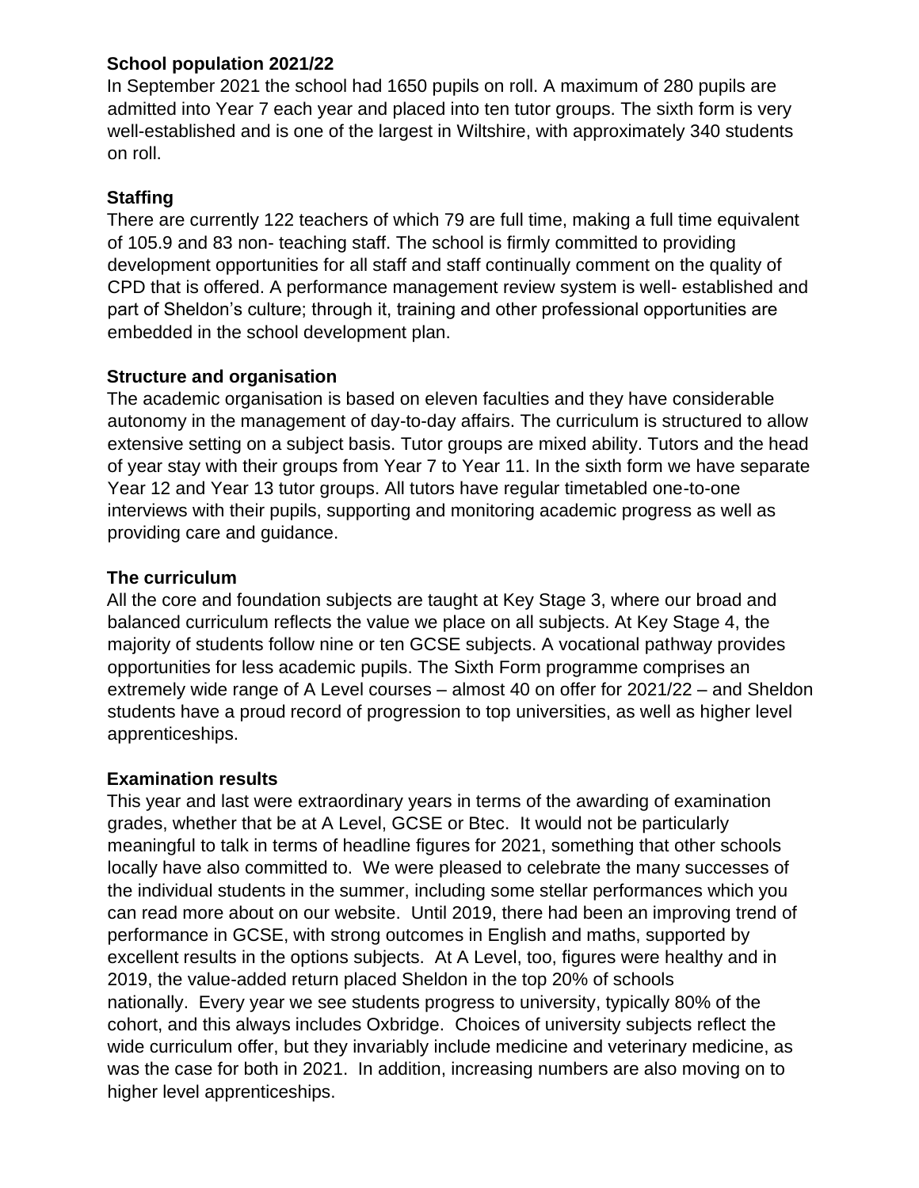## School population 2021/22

In September 2021 the school had 1650 pupils on roll. A maximum of 280 pupils are admitted into Year 7 each year and placed into ten tutor groups. The sixth form is very well-established and is one of the largest in Wiltshire, with approximately 340 students on roll.

## Staffing

There are currently 122 teachers of which 79 are full time, making a full time equivalent of 105.9 and 83 non- teaching staff. The school is firmly committed to providing development opportunities for all staff and staff continually comment on the quality of CPD that is offered. A performance management review system is well- established and part of Sheldon's culture; through it, training and other professional opportunities are embedded in the school development plan.

## Structure and organisation

The academic organisation is based on eleven faculties and they have considerable autonomy in the management of day-to-day affairs. The curriculum is structured to allow extensive setting on a subject basis. Tutor groups are mixed ability. Tutors and the head of year stay with their groups from Year 7 to Year 11. In the sixth form we have separate Year 12 and Year 13 tutor groups. All tutors have regular timetabled one-to-one interviews with their pupils, supporting and monitoring academic progress as well as providing care and guidance.

## The curriculum

All the core and foundation subjects are taught at Key Stage 3, where our broad and balanced curriculum reflects the value we place on all subjects. At Key Stage 4, the majority of students follow nine or ten GCSE subjects. A vocational pathway provides opportunities for less academic pupils. The Sixth Form programme comprises an extremely wide range of A Level courses – almost 40 on offer for 2021/22 – and Sheldon students have a proud record of progression to top universities, as well as higher level apprenticeships.

## Examination results

This year and last were extraordinary years in terms of the awarding of examination grades, whether that be at A Level, GCSE or Btec. It would not be particularly meaningful to talk in terms of headline figures for 2021, something that other schools locally have also committed to. We were pleased to celebrate the many successes of the individual students in the summer, including some stellar performances which you can read more about on our website. Until 2019, there had been an improving trend of performance in GCSE, with strong outcomes in English and maths, supported by excellent results in the options subjects. At A Level, too, figures were healthy and in 2019, the value-added return placed Sheldon in the top 20% of schools nationally. Every year we see students progress to university, typically 80% of the cohort, and this always includes Oxbridge. Choices of university subjects reflect the wide curriculum offer, but they invariably include medicine and veterinary medicine, as was the case for both in 2021. In addition, increasing numbers are also moving on to higher level apprenticeships.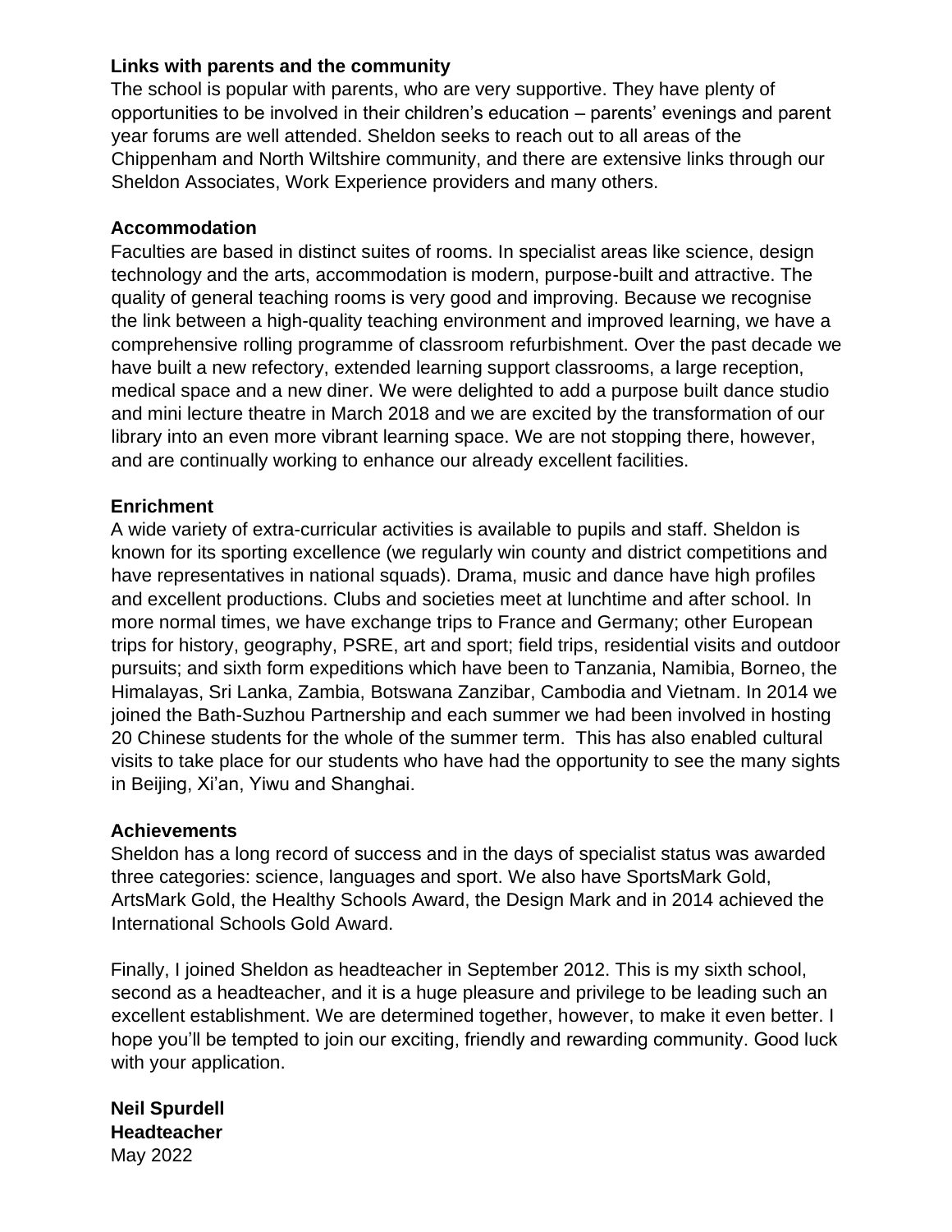**Links with parents and the community**

The school is popular with parents, who are very supportive. They have plenty of opportunities to be involved in their children's education – parents' evenings and parent year forums are well attended. Sheldon seeks to reach out to all areas of the Chippenham and North Wiltshire community, and there are extensive links through our Sheldon Associates, Work Experience providers and many others.

**Accommodation**

Faculties are based in distinct suites of rooms. In specialist areas like science, design technology and the arts, accommodation is modern, purpose-built and attractive. The quality of general teaching rooms is very good and improving. Because we recognise the link between a high-quality teaching environment and improved learning, we have a comprehensive rolling programme of classroom refurbishment. Over the past decade we have built a new refectory, extended learning support classrooms, a large reception, medical space and a new diner. We were delighted to add a purpose built dance studio and mini lecture theatre in March 2018 and we are excited by the transformation of our library into an even more vibrant learning space. We are not stopping there, however, and are continually working to enhance our already excellent facilities.

**Enrichment**

A wide variety of extra-curricular activities is available to pupils and staff. Sheldon is known for its sporting excellence (we regularly win county and district competitions and have representatives in national squads). Drama, music and dance have high profiles and excellent productions. Clubs and societies meet at lunchtime and after school. In more normal times, we have exchange trips to France and Germany; other European trips for history, geography, PSRE, art and sport; field trips, residential visits and outdoor pursuits; and sixth form expeditions which have been to Tanzania, Namibia, Borneo, the Himalayas, Sri Lanka, Zambia, Botswana Zanzibar, Cambodia and Vietnam. In 2014 we joined the Bath-Suzhou Partnership and each summer we had been involved in hosting 20 Chinese students for the whole of the summer term. This has also enabled cultural visits to take place for our students who have had the opportunity to see the many sights in Beijing, Xi'an, Yiwu and Shanghai.

**Achievements**

Sheldon has a long record of success and in the days of specialist status was awarded three categories: science, languages and sport. We also have SportsMark Gold, ArtsMark Gold, the Healthy Schools Award, the Design Mark and in 2014 achieved the International Schools Gold Award.

Finally, I joined Sheldon as headteacher in September 2012. This is my sixth school, second as a headteacher, and it is a huge pleasure and privilege to be leading such an excellent establishment. We are determined together, however, to make it even better. I hope you'll be tempted to join our exciting, friendly and rewarding community. Good luck with your application.

**Neil Spurdell**
**Headteacher**
May 2022